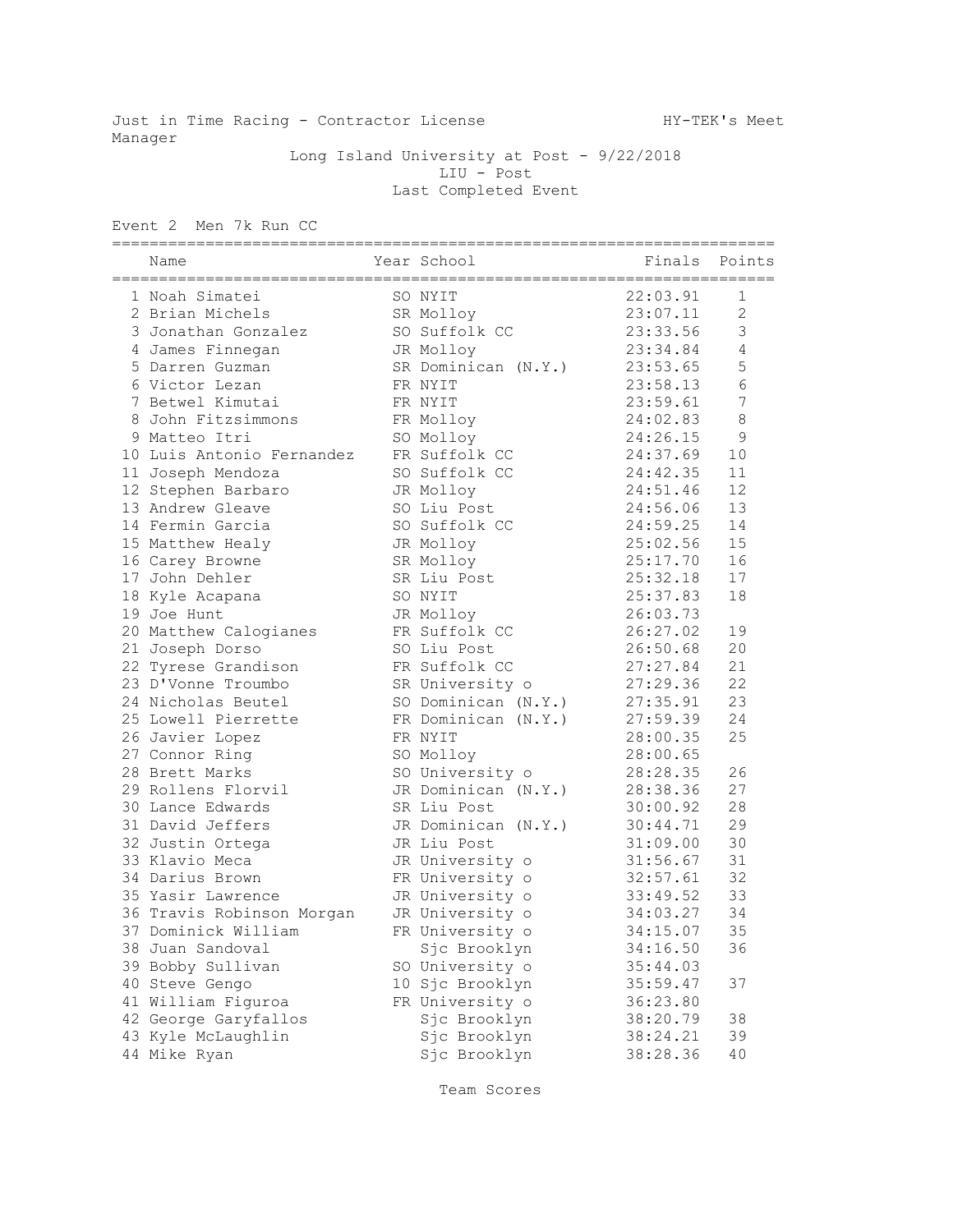Just in Time Racing - Contractor License HY-TEK's Meet Manager

Long Island University at Post - 9/22/2018
LIU - Post
Last Completed Event

Event 2 Men 7k Run CC

| | Name | Year | School | Finals | Points |
|---|---|---|---|---|---|
| 1 | Noah Simatei | SO | NYIT | 22:03.91 | 1 |
| 2 | Brian Michels | SR | Molloy | 23:07.11 | 2 |
| 3 | Jonathan Gonzalez | SO | Suffolk CC | 23:33.56 | 3 |
| 4 | James Finnegan | JR | Molloy | 23:34.84 | 4 |
| 5 | Darren Guzman | SR | Dominican (N.Y.) | 23:53.65 | 5 |
| 6 | Victor Lezan | FR | NYIT | 23:58.13 | 6 |
| 7 | Betwel Kimutai | FR | NYIT | 23:59.61 | 7 |
| 8 | John Fitzsimmons | FR | Molloy | 24:02.83 | 8 |
| 9 | Matteo Itri | SO | Molloy | 24:26.15 | 9 |
| 10 | Luis Antonio Fernandez | FR | Suffolk CC | 24:37.69 | 10 |
| 11 | Joseph Mendoza | SO | Suffolk CC | 24:42.35 | 11 |
| 12 | Stephen Barbaro | JR | Molloy | 24:51.46 | 12 |
| 13 | Andrew Gleave | SO | Liu Post | 24:56.06 | 13 |
| 14 | Fermin Garcia | SO | Suffolk CC | 24:59.25 | 14 |
| 15 | Matthew Healy | JR | Molloy | 25:02.56 | 15 |
| 16 | Carey Browne | SR | Molloy | 25:17.70 | 16 |
| 17 | John Dehler | SR | Liu Post | 25:32.18 | 17 |
| 18 | Kyle Acapana | SO | NYIT | 25:37.83 | 18 |
| 19 | Joe Hunt | JR | Molloy | 26:03.73 | |
| 20 | Matthew Calogianes | FR | Suffolk CC | 26:27.02 | 19 |
| 21 | Joseph Dorso | SO | Liu Post | 26:50.68 | 20 |
| 22 | Tyrese Grandison | FR | Suffolk CC | 27:27.84 | 21 |
| 23 | D'Vonne Troumbo | SR | University o | 27:29.36 | 22 |
| 24 | Nicholas Beutel | SO | Dominican (N.Y.) | 27:35.91 | 23 |
| 25 | Lowell Pierrette | FR | Dominican (N.Y.) | 27:59.39 | 24 |
| 26 | Javier Lopez | FR | NYIT | 28:00.35 | 25 |
| 27 | Connor Ring | SO | Molloy | 28:00.65 | |
| 28 | Brett Marks | SO | University o | 28:28.35 | 26 |
| 29 | Rollens Florvil | JR | Dominican (N.Y.) | 28:38.36 | 27 |
| 30 | Lance Edwards | SR | Liu Post | 30:00.92 | 28 |
| 31 | David Jeffers | JR | Dominican (N.Y.) | 30:44.71 | 29 |
| 32 | Justin Ortega | JR | Liu Post | 31:09.00 | 30 |
| 33 | Klavio Meca | JR | University o | 31:56.67 | 31 |
| 34 | Darius Brown | FR | University o | 32:57.61 | 32 |
| 35 | Yasir Lawrence | JR | University o | 33:49.52 | 33 |
| 36 | Travis Robinson Morgan | JR | University o | 34:03.27 | 34 |
| 37 | Dominick William | FR | University o | 34:15.07 | 35 |
| 38 | Juan Sandoval | | Sjc Brooklyn | 34:16.50 | 36 |
| 39 | Bobby Sullivan | SO | University o | 35:44.03 | |
| 40 | Steve Gengo | 10 | Sjc Brooklyn | 35:59.47 | 37 |
| 41 | William Figuroa | FR | University o | 36:23.80 | |
| 42 | George Garyfallos | | Sjc Brooklyn | 38:20.79 | 38 |
| 43 | Kyle McLaughlin | | Sjc Brooklyn | 38:24.21 | 39 |
| 44 | Mike Ryan | | Sjc Brooklyn | 38:28.36 | 40 |

Team Scores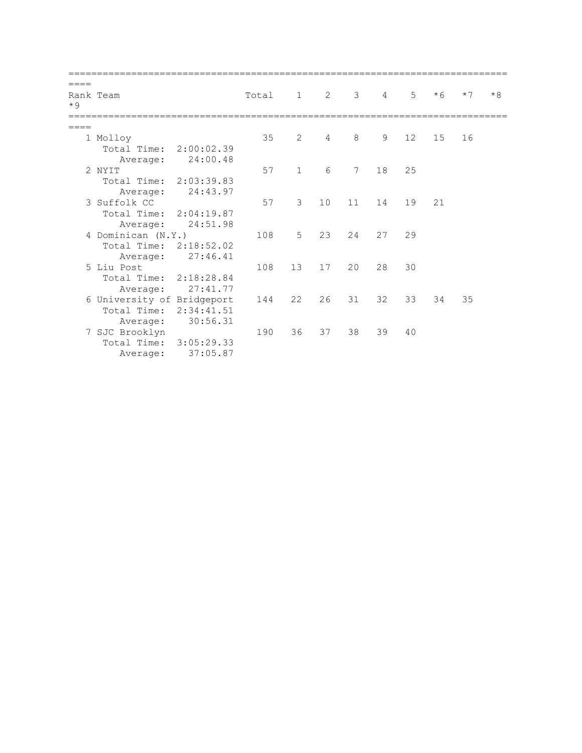| Rank | Team | Total | 1 | 2 | 3 | 4 | 5 | *6 | *7 | *8 | *9 |
|---|---|---|---|---|---|---|---|---|---|---|---|
| 1 | Molloy<br>Total Time: 2:00:02.39<br>Average: 24:00.48 | 35 | 2 | 4 | 8 | 9 | 12 | 15 | 16 | | |
| 2 | NYIT<br>Total Time: 2:03:39.83<br>Average: 24:43.97 | 57 | 1 | 6 | 7 | 18 | 25 | | | | |
| 3 | Suffolk CC<br>Total Time: 2:04:19.87<br>Average: 24:51.98 | 57 | 3 | 10 | 11 | 14 | 19 | 21 | | | |
| 4 | Dominican (N.Y.)<br>Total Time: 2:18:52.02<br>Average: 27:46.41 | 108 | 5 | 23 | 24 | 27 | 29 | | | | |
| 5 | Liu Post<br>Total Time: 2:18:28.84<br>Average: 27:41.77 | 108 | 13 | 17 | 20 | 28 | 30 | | | | |
| 6 | University of Bridgeport<br>Total Time: 2:34:41.51<br>Average: 30:56.31 | 144 | 22 | 26 | 31 | 32 | 33 | 34 | 35 | | |
| 7 | SJC Brooklyn<br>Total Time: 3:05:29.33<br>Average: 37:05.87 | 190 | 36 | 37 | 38 | 39 | 40 | | | | |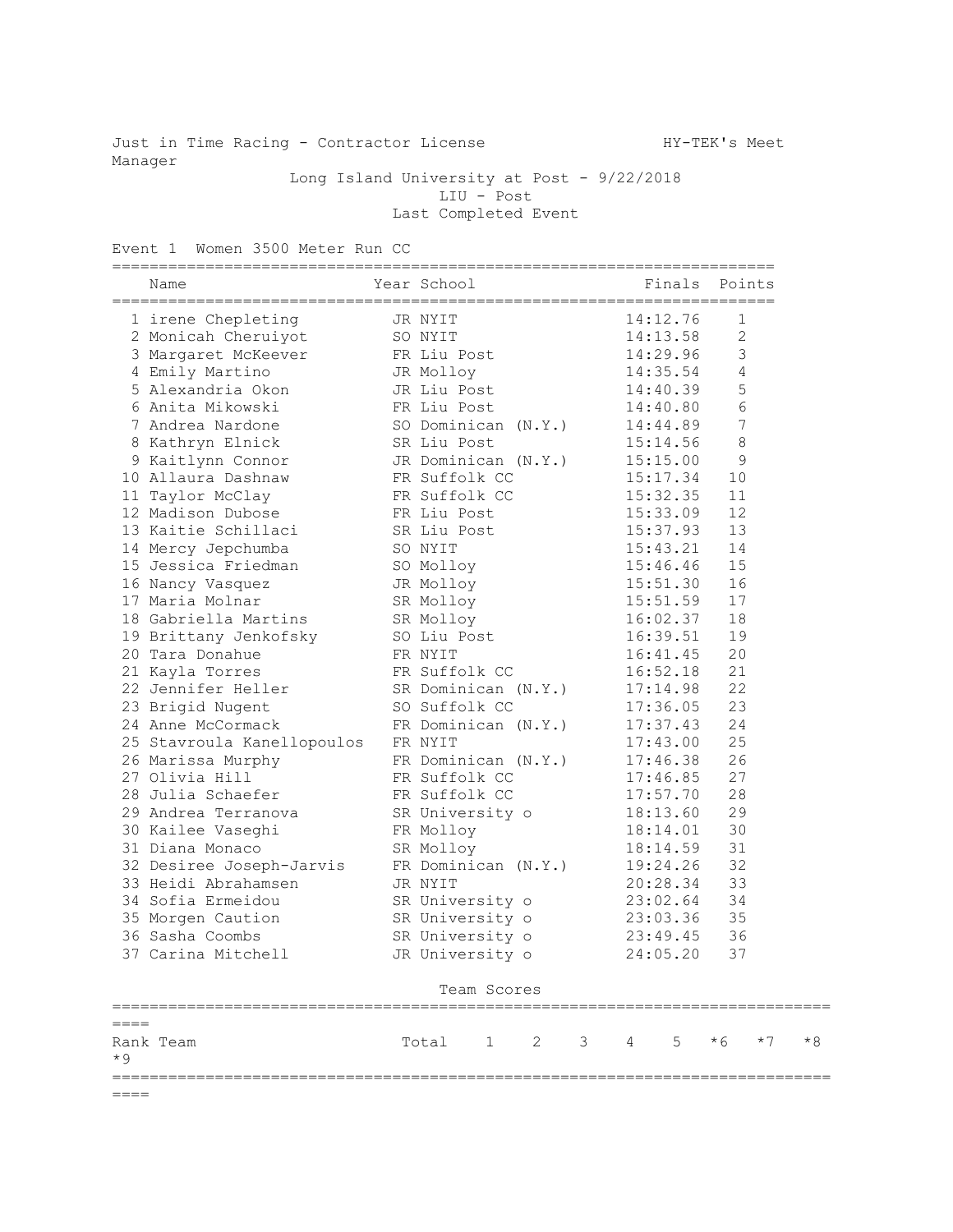Just in Time Racing - Contractor License HY-TEK's Meet Manager

Long Island University at Post - 9/22/2018
LIU - Post
Last Completed Event

## Event 1 Women 3500 Meter Run CC

| | Name | Year | School | Finals | Points |
|---|---|---|---|---|---|
| 1 | irene Chepleting | JR | NYIT | 14:12.76 | 1 |
| 2 | Monicah Cheruiyot | SO | NYIT | 14:13.58 | 2 |
| 3 | Margaret McKeever | FR | Liu Post | 14:29.96 | 3 |
| 4 | Emily Martino | JR | Molloy | 14:35.54 | 4 |
| 5 | Alexandria Okon | JR | Liu Post | 14:40.39 | 5 |
| 6 | Anita Mikowski | FR | Liu Post | 14:40.80 | 6 |
| 7 | Andrea Nardone | SO | Dominican (N.Y.) | 14:44.89 | 7 |
| 8 | Kathryn Elnick | SR | Liu Post | 15:14.56 | 8 |
| 9 | Kaitlynn Connor | JR | Dominican (N.Y.) | 15:15.00 | 9 |
| 10 | Allaura Dashnaw | FR | Suffolk CC | 15:17.34 | 10 |
| 11 | Taylor McClay | FR | Suffolk CC | 15:32.35 | 11 |
| 12 | Madison Dubose | FR | Liu Post | 15:33.09 | 12 |
| 13 | Kaitie Schillaci | SR | Liu Post | 15:37.93 | 13 |
| 14 | Mercy Jepchumba | SO | NYIT | 15:43.21 | 14 |
| 15 | Jessica Friedman | SO | Molloy | 15:46.46 | 15 |
| 16 | Nancy Vasquez | JR | Molloy | 15:51.30 | 16 |
| 17 | Maria Molnar | SR | Molloy | 15:51.59 | 17 |
| 18 | Gabriella Martins | SR | Molloy | 16:02.37 | 18 |
| 19 | Brittany Jenkofsky | SO | Liu Post | 16:39.51 | 19 |
| 20 | Tara Donahue | FR | NYIT | 16:41.45 | 20 |
| 21 | Kayla Torres | FR | Suffolk CC | 16:52.18 | 21 |
| 22 | Jennifer Heller | SR | Dominican (N.Y.) | 17:14.98 | 22 |
| 23 | Brigid Nugent | SO | Suffolk CC | 17:36.05 | 23 |
| 24 | Anne McCormack | FR | Dominican (N.Y.) | 17:37.43 | 24 |
| 25 | Stavroula Kanellopoulos | FR | NYIT | 17:43.00 | 25 |
| 26 | Marissa Murphy | FR | Dominican (N.Y.) | 17:46.38 | 26 |
| 27 | Olivia Hill | FR | Suffolk CC | 17:46.85 | 27 |
| 28 | Julia Schaefer | FR | Suffolk CC | 17:57.70 | 28 |
| 29 | Andrea Terranova | SR | University o | 18:13.60 | 29 |
| 30 | Kailee Vaseghi | FR | Molloy | 18:14.01 | 30 |
| 31 | Diana Monaco | SR | Molloy | 18:14.59 | 31 |
| 32 | Desiree Joseph-Jarvis | FR | Dominican (N.Y.) | 19:24.26 | 32 |
| 33 | Heidi Abrahamsen | JR | NYIT | 20:28.34 | 33 |
| 34 | Sofia Ermeidou | SR | University o | 23:02.64 | 34 |
| 35 | Morgen Caution | SR | University o | 23:03.36 | 35 |
| 36 | Sasha Coombs | SR | University o | 23:49.45 | 36 |
| 37 | Carina Mitchell | JR | University o | 24:05.20 | 37 |

### Team Scores

| Rank | Team | Total | 1 | 2 | 3 | 4 | 5 | *6 | *7 | *8 | *9 |
|---|---|---|---|---|---|---|---|---|---|---|---|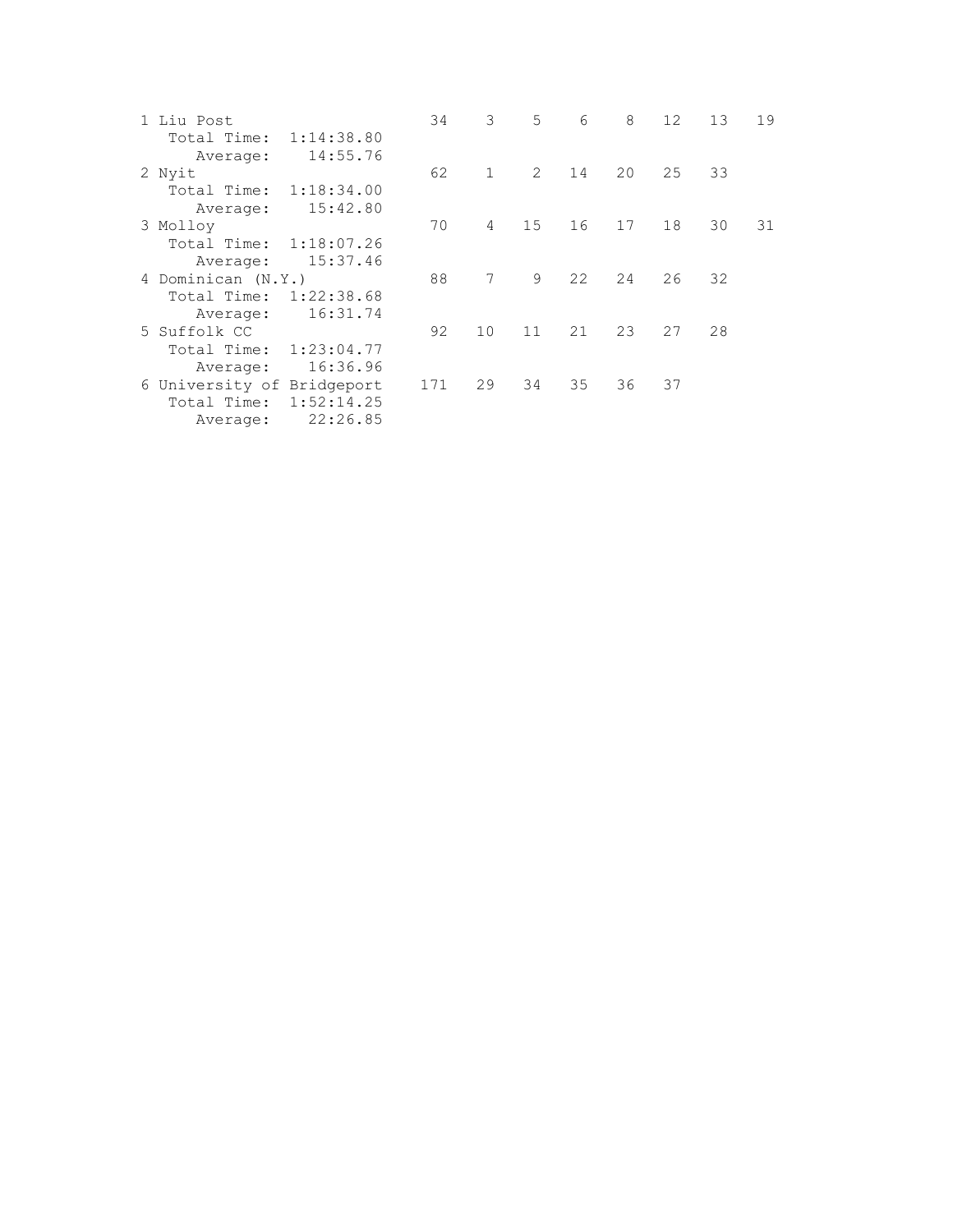```
1 Liu Post                    34    3    5    6    8   12   13   19
   Total Time:  1:14:38.80
      Average:    14:55.76
2 Nyit                        62    1    2   14   20   25   33
   Total Time:  1:18:34.00
      Average:    15:42.80
3 Molloy                      70    4   15   16   17   18   30   31
   Total Time:  1:18:07.26
      Average:    15:37.46
4 Dominican (N.Y.)            88    7    9   22   24   26   32
   Total Time:  1:22:38.68
      Average:    16:31.74
5 Suffolk CC                  92   10   11   21   23   27   28
   Total Time:  1:23:04.77
      Average:    16:36.96
6 University of Bridgeport   171   29   34   35   36   37
   Total Time:  1:52:14.25
      Average:    22:26.85
```